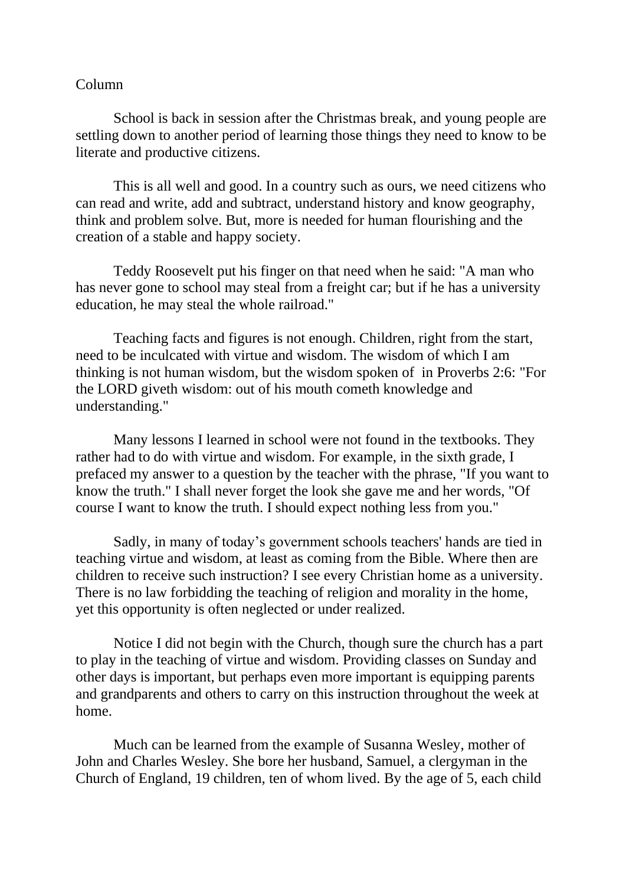Column

School is back in session after the Christmas break, and young people are settling down to another period of learning those things they need to know to be literate and productive citizens.

This is all well and good. In a country such as ours, we need citizens who can read and write, add and subtract, understand history and know geography, think and problem solve. But, more is needed for human flourishing and the creation of a stable and happy society.

Teddy Roosevelt put his finger on that need when he said: "A man who has never gone to school may steal from a freight car; but if he has a university education, he may steal the whole railroad."

Teaching facts and figures is not enough. Children, right from the start, need to be inculcated with virtue and wisdom. The wisdom of which I am thinking is not human wisdom, but the wisdom spoken of in Proverbs 2:6: "For the LORD giveth wisdom: out of his mouth cometh knowledge and understanding."

Many lessons I learned in school were not found in the textbooks. They rather had to do with virtue and wisdom. For example, in the sixth grade, I prefaced my answer to a question by the teacher with the phrase, "If you want to know the truth." I shall never forget the look she gave me and her words, "Of course I want to know the truth. I should expect nothing less from you."

Sadly, in many of today's government schools teachers' hands are tied in teaching virtue and wisdom, at least as coming from the Bible. Where then are children to receive such instruction? I see every Christian home as a university. There is no law forbidding the teaching of religion and morality in the home, yet this opportunity is often neglected or under realized.

Notice I did not begin with the Church, though sure the church has a part to play in the teaching of virtue and wisdom. Providing classes on Sunday and other days is important, but perhaps even more important is equipping parents and grandparents and others to carry on this instruction throughout the week at home.

Much can be learned from the example of Susanna Wesley, mother of John and Charles Wesley. She bore her husband, Samuel, a clergyman in the Church of England, 19 children, ten of whom lived. By the age of 5, each child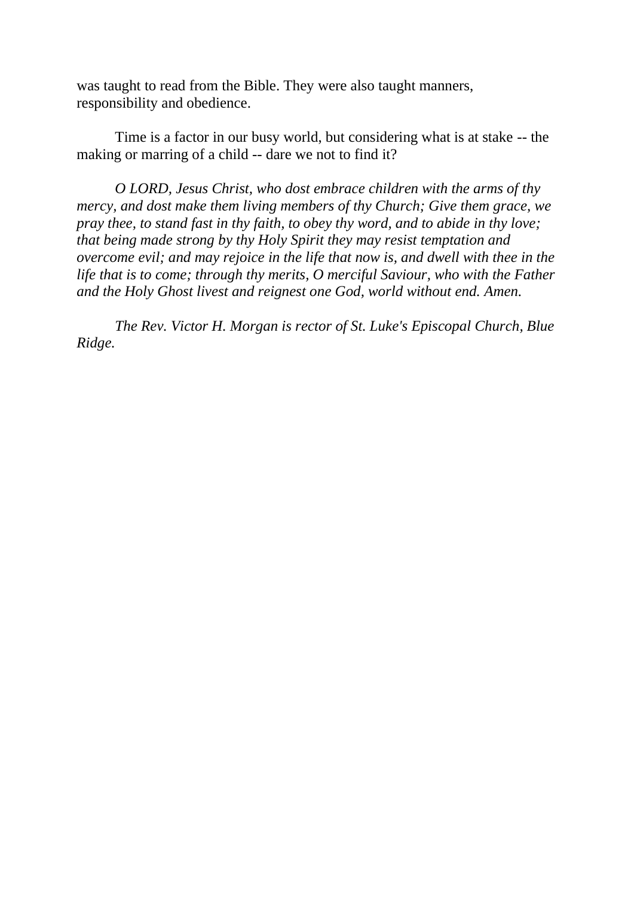was taught to read from the Bible. They were also taught manners, responsibility and obedience.

Time is a factor in our busy world, but considering what is at stake -- the making or marring of a child -- dare we not to find it?

*O LORD, Jesus Christ, who dost embrace children with the arms of thy mercy, and dost make them living members of thy Church; Give them grace, we pray thee, to stand fast in thy faith, to obey thy word, and to abide in thy love; that being made strong by thy Holy Spirit they may resist temptation and overcome evil; and may rejoice in the life that now is, and dwell with thee in the life that is to come; through thy merits, O merciful Saviour, who with the Father and the Holy Ghost livest and reignest one God, world without end. Amen.*

*The Rev. Victor H. Morgan is rector of St. Luke's Episcopal Church, Blue Ridge.*